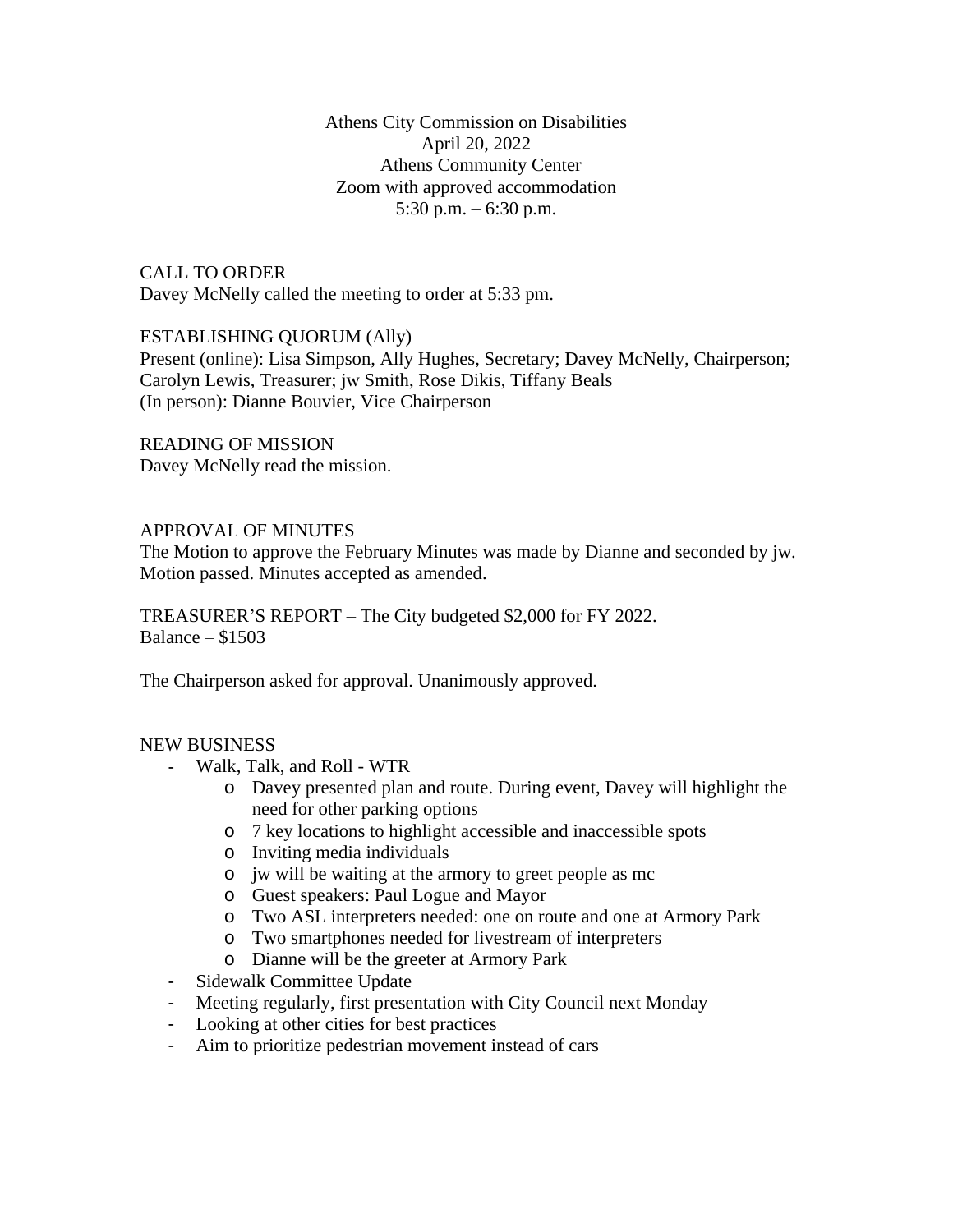Athens City Commission on Disabilities
April 20, 2022
Athens Community Center
Zoom with approved accommodation
5:30 p.m. – 6:30 p.m.

CALL TO ORDER
Davey McNelly called the meeting to order at 5:33 pm.

ESTABLISHING QUORUM (Ally)
Present (online): Lisa Simpson, Ally Hughes, Secretary; Davey McNelly, Chairperson; Carolyn Lewis, Treasurer; jw Smith, Rose Dikis, Tiffany Beals
(In person): Dianne Bouvier, Vice Chairperson

READING OF MISSION
Davey McNelly read the mission.

APPROVAL OF MINUTES
The Motion to approve the February Minutes was made by Dianne and seconded by jw. Motion passed. Minutes accepted as amended.

TREASURER'S REPORT – The City budgeted $2,000 for FY 2022.
Balance – $1503

The Chairperson asked for approval. Unanimously approved.

NEW BUSINESS

- Walk, Talk, and Roll - WTR
    - Davey presented plan and route. During event, Davey will highlight the need for other parking options
    - 7 key locations to highlight accessible and inaccessible spots
    - Inviting media individuals
    - jw will be waiting at the armory to greet people as mc
    - Guest speakers: Paul Logue and Mayor
    - Two ASL interpreters needed: one on route and one at Armory Park
    - Two smartphones needed for livestream of interpreters
    - Dianne will be the greeter at Armory Park
- Sidewalk Committee Update
- Meeting regularly, first presentation with City Council next Monday
- Looking at other cities for best practices
- Aim to prioritize pedestrian movement instead of cars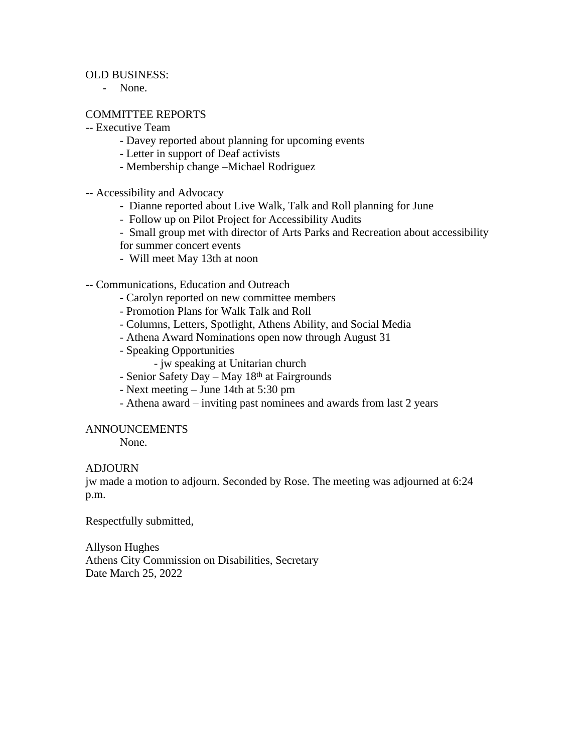OLD BUSINESS:

- None.

COMMITTEE REPORTS

-- Executive Team

- Davey reported about planning for upcoming events
- Letter in support of Deaf activists
- Membership change –Michael Rodriguez

-- Accessibility and Advocacy

- Dianne reported about Live Walk, Talk and Roll planning for June
- Follow up on Pilot Project for Accessibility Audits
- Small group met with director of Arts Parks and Recreation about accessibility for summer concert events
- Will meet May 13th at noon

-- Communications, Education and Outreach

- Carolyn reported on new committee members
- Promotion Plans for Walk Talk and Roll
- Columns, Letters, Spotlight, Athens Ability, and Social Media
- Athena Award Nominations open now through August 31
- Speaking Opportunities
  - jw speaking at Unitarian church
- Senior Safety Day – May 18th at Fairgrounds
- Next meeting – June 14th at 5:30 pm
- Athena award – inviting past nominees and awards from last 2 years

ANNOUNCEMENTS

None.

ADJOURN

jw made a motion to adjourn. Seconded by Rose. The meeting was adjourned at 6:24 p.m.

Respectfully submitted,

Allyson Hughes
Athens City Commission on Disabilities, Secretary
Date March 25, 2022